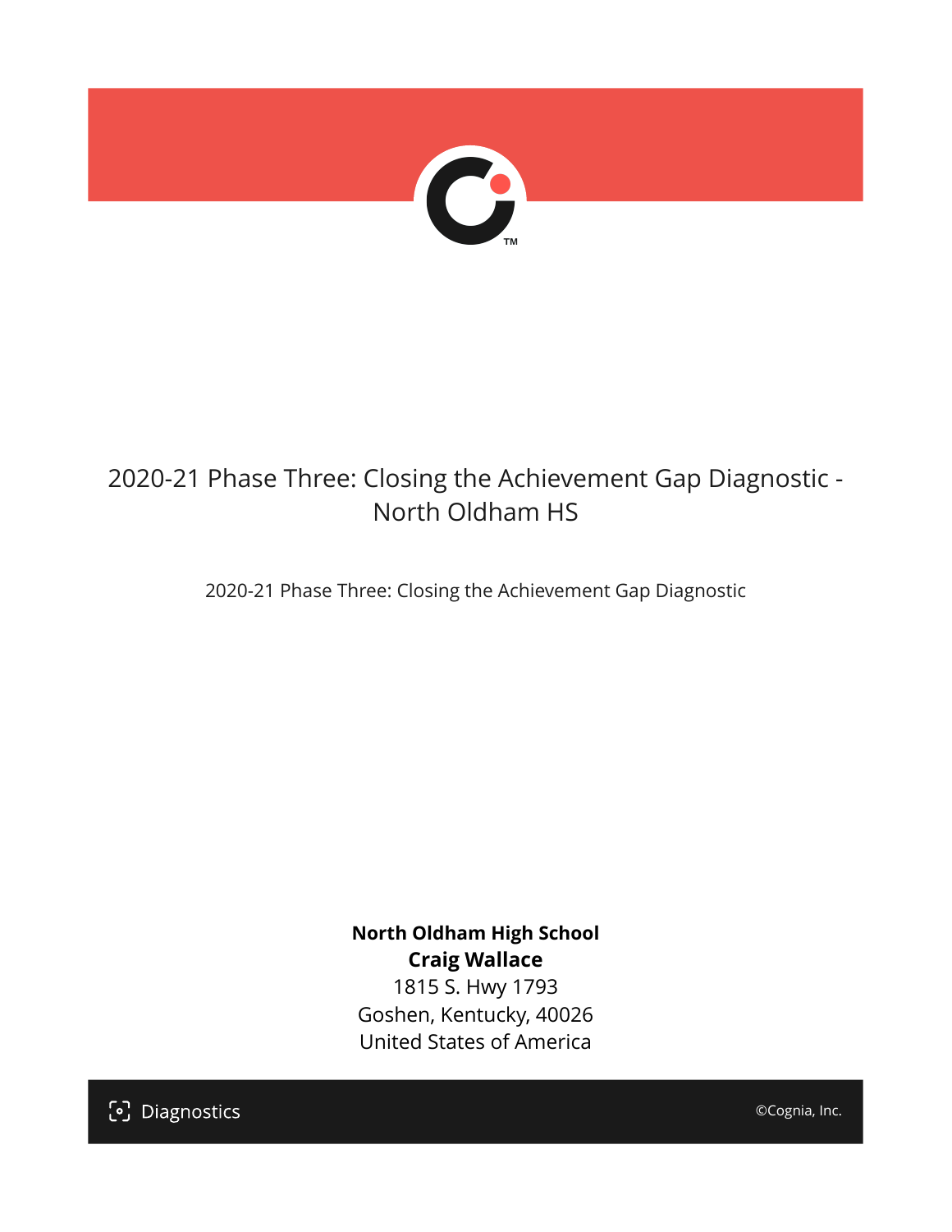# 2020-21 Phase Three: Closing the Achievement Gap Diagnostic - North Oldham HS

2020-21 Phase Three: Closing the Achievement Gap Diagnostic

**North Oldham High School**
**Craig Wallace**
1815 S. Hwy 1793
Goshen, Kentucky, 40026
United States of America

Diagnostics

©Cognia, Inc.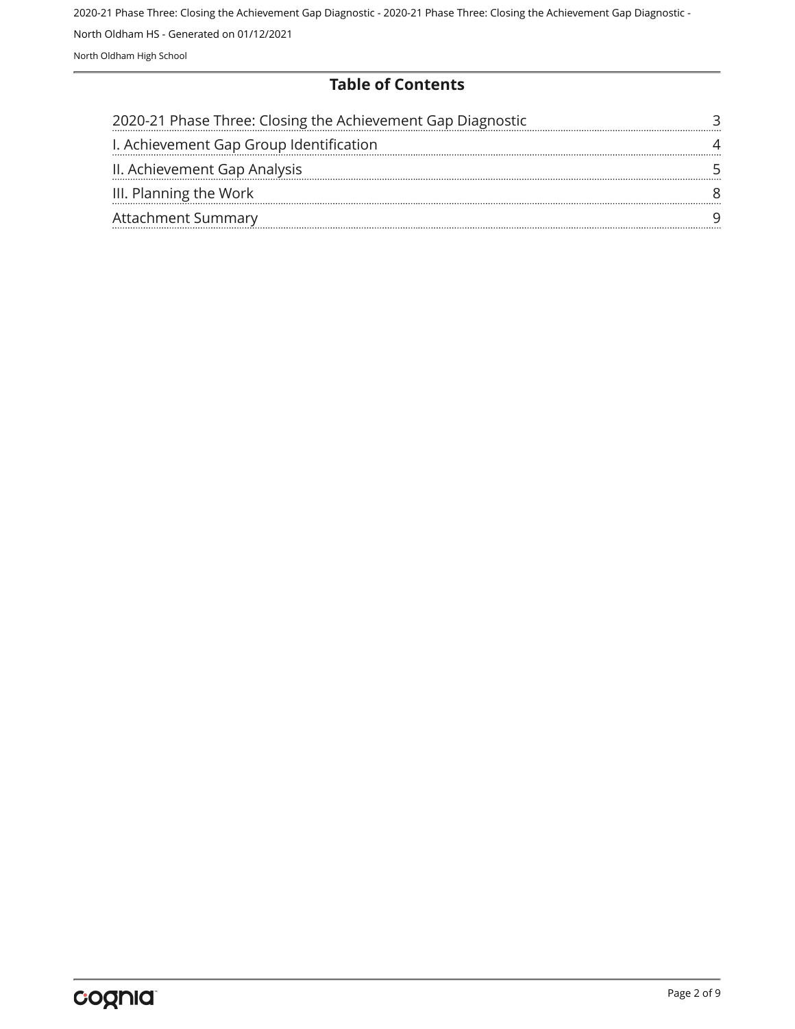## Table of Contents

| | |
|---|---|
| 2020-21 Phase Three: Closing the Achievement Gap Diagnostic | 3 |
| I. Achievement Gap Group Identification | 4 |
| II. Achievement Gap Analysis | 5 |
| III. Planning the Work | 8 |
| Attachment Summary | 9 |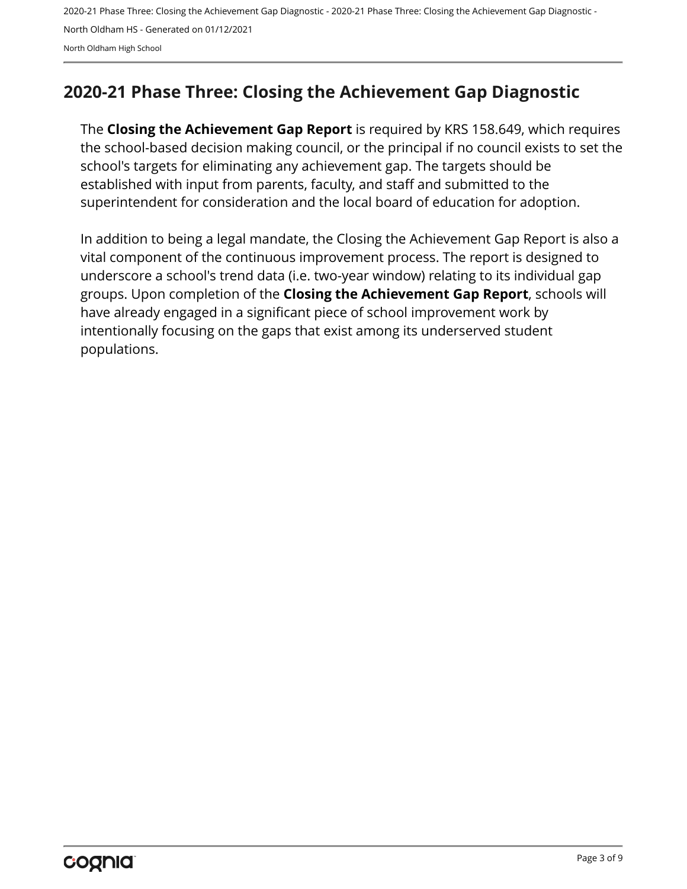## 2020-21 Phase Three: Closing the Achievement Gap Diagnostic

The **Closing the Achievement Gap Report** is required by KRS 158.649, which requires the school-based decision making council, or the principal if no council exists to set the school's targets for eliminating any achievement gap. The targets should be established with input from parents, faculty, and staff and submitted to the superintendent for consideration and the local board of education for adoption.

In addition to being a legal mandate, the Closing the Achievement Gap Report is also a vital component of the continuous improvement process. The report is designed to underscore a school's trend data (i.e. two-year window) relating to its individual gap groups. Upon completion of the **Closing the Achievement Gap Report**, schools will have already engaged in a significant piece of school improvement work by intentionally focusing on the gaps that exist among its underserved student populations.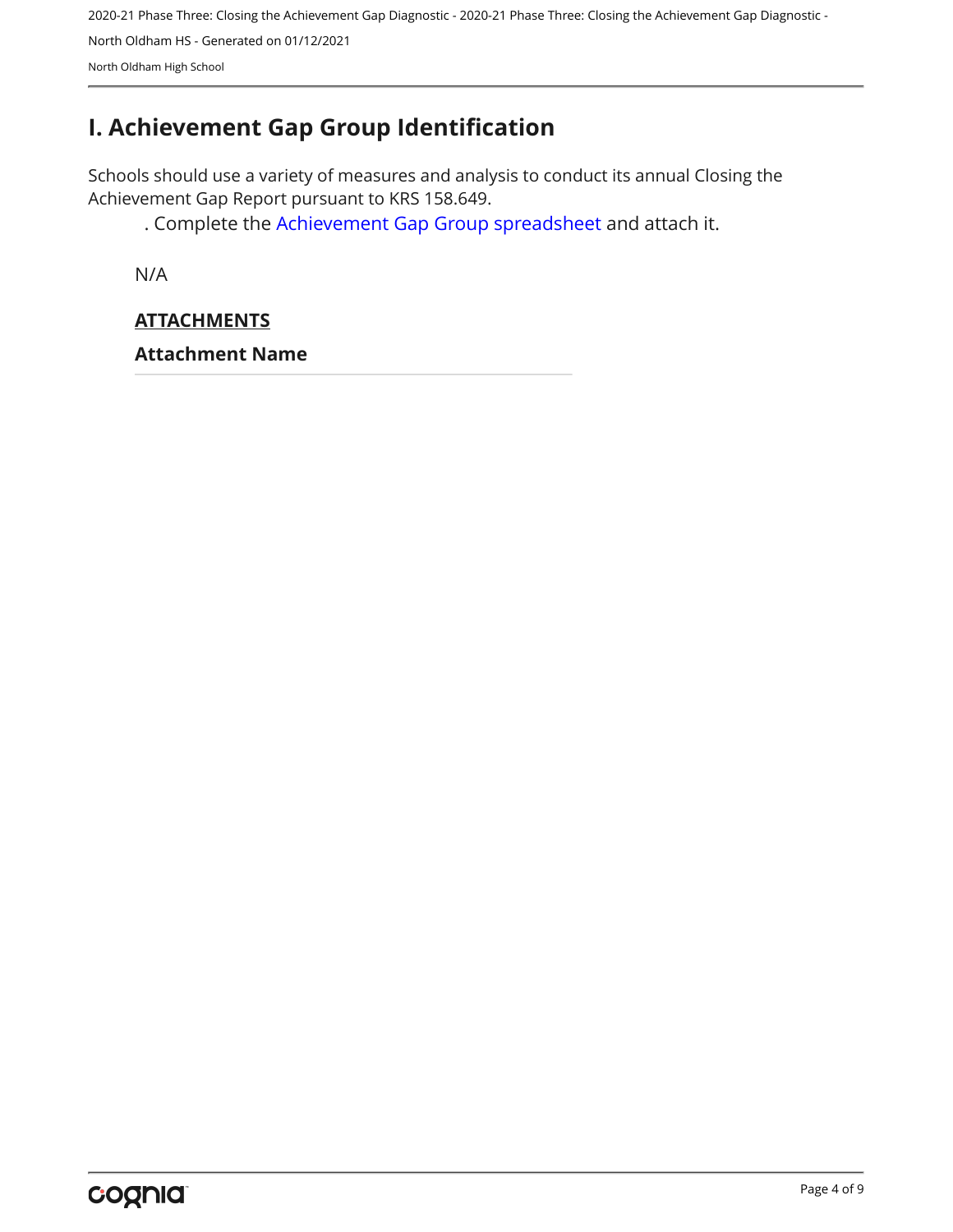# I. Achievement Gap Group Identification

Schools should use a variety of measures and analysis to conduct its annual Closing the Achievement Gap Report pursuant to KRS 158.649.

. Complete the Achievement Gap Group spreadsheet and attach it.

N/A

**ATTACHMENTS**

**Attachment Name**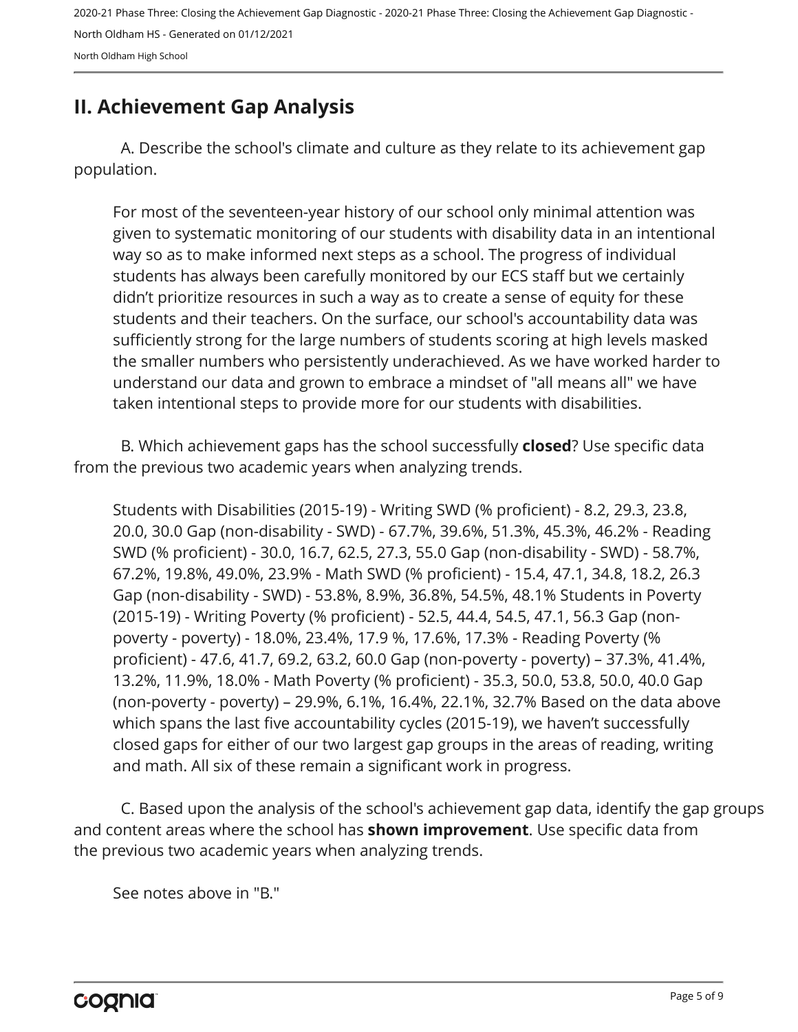## II. Achievement Gap Analysis

A. Describe the school's climate and culture as they relate to its achievement gap population.

For most of the seventeen-year history of our school only minimal attention was given to systematic monitoring of our students with disability data in an intentional way so as to make informed next steps as a school. The progress of individual students has always been carefully monitored by our ECS staff but we certainly didn't prioritize resources in such a way as to create a sense of equity for these students and their teachers. On the surface, our school's accountability data was sufficiently strong for the large numbers of students scoring at high levels masked the smaller numbers who persistently underachieved. As we have worked harder to understand our data and grown to embrace a mindset of "all means all" we have taken intentional steps to provide more for our students with disabilities.

B. Which achievement gaps has the school successfully **closed**? Use specific data from the previous two academic years when analyzing trends.

Students with Disabilities (2015-19) - Writing SWD (% proficient) - 8.2, 29.3, 23.8, 20.0, 30.0 Gap (non-disability - SWD) - 67.7%, 39.6%, 51.3%, 45.3%, 46.2% - Reading SWD (% proficient) - 30.0, 16.7, 62.5, 27.3, 55.0 Gap (non-disability - SWD) - 58.7%, 67.2%, 19.8%, 49.0%, 23.9% - Math SWD (% proficient) - 15.4, 47.1, 34.8, 18.2, 26.3 Gap (non-disability - SWD) - 53.8%, 8.9%, 36.8%, 54.5%, 48.1% Students in Poverty (2015-19) - Writing Poverty (% proficient) - 52.5, 44.4, 54.5, 47.1, 56.3 Gap (non-poverty - poverty) - 18.0%, 23.4%, 17.9 %, 17.6%, 17.3% - Reading Poverty (% proficient) - 47.6, 41.7, 69.2, 63.2, 60.0 Gap (non-poverty - poverty) – 37.3%, 41.4%, 13.2%, 11.9%, 18.0% - Math Poverty (% proficient) - 35.3, 50.0, 53.8, 50.0, 40.0 Gap (non-poverty - poverty) – 29.9%, 6.1%, 16.4%, 22.1%, 32.7% Based on the data above which spans the last five accountability cycles (2015-19), we haven't successfully closed gaps for either of our two largest gap groups in the areas of reading, writing and math. All six of these remain a significant work in progress.

C. Based upon the analysis of the school's achievement gap data, identify the gap groups and content areas where the school has **shown improvement**. Use specific data from the previous two academic years when analyzing trends.

See notes above in "B."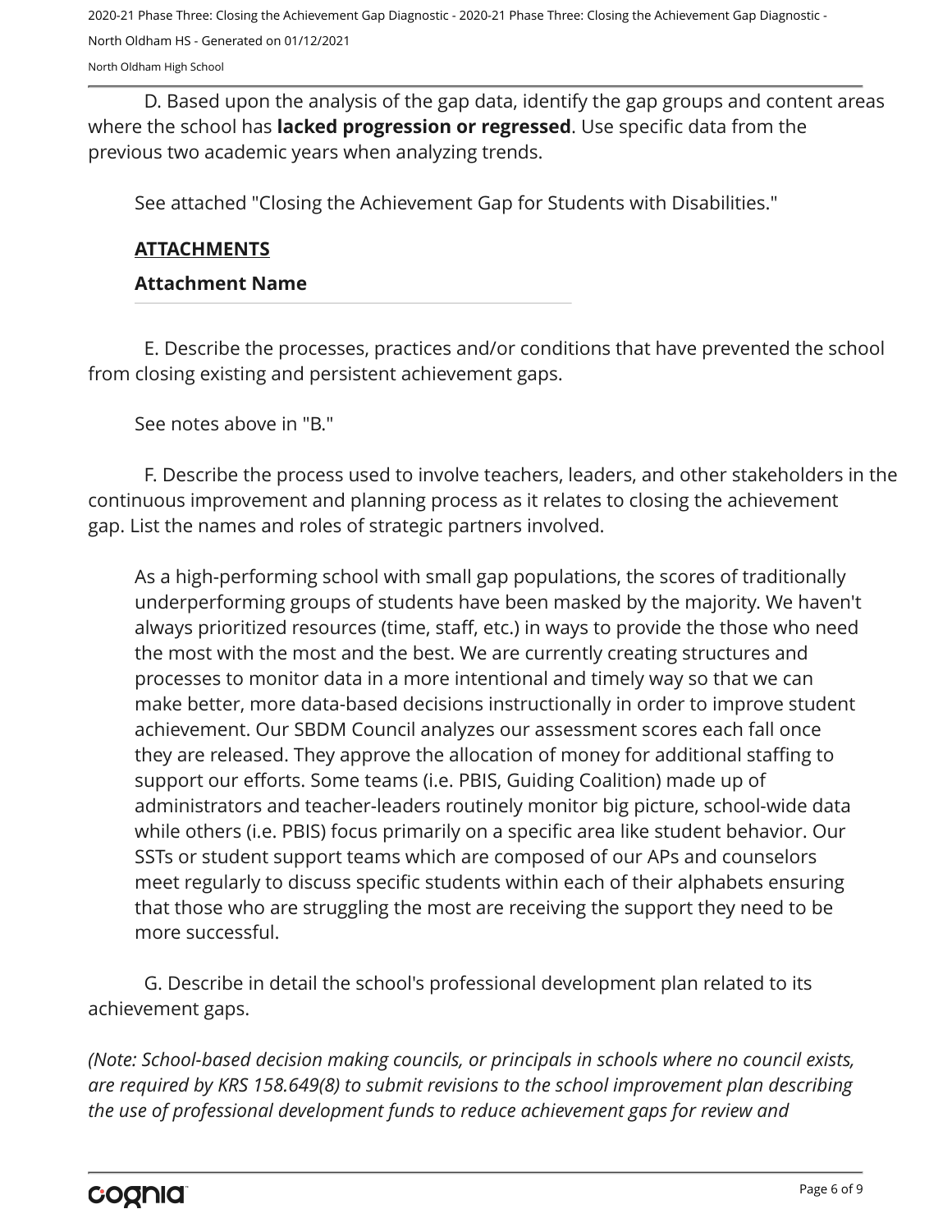D. Based upon the analysis of the gap data, identify the gap groups and content areas where the school has **lacked progression or regressed**. Use specific data from the previous two academic years when analyzing trends.

See attached "Closing the Achievement Gap for Students with Disabilities."

**ATTACHMENTS**

**Attachment Name**

E. Describe the processes, practices and/or conditions that have prevented the school from closing existing and persistent achievement gaps.

See notes above in "B."

F. Describe the process used to involve teachers, leaders, and other stakeholders in the continuous improvement and planning process as it relates to closing the achievement gap. List the names and roles of strategic partners involved.

As a high-performing school with small gap populations, the scores of traditionally underperforming groups of students have been masked by the majority. We haven't always prioritized resources (time, staff, etc.) in ways to provide the those who need the most with the most and the best. We are currently creating structures and processes to monitor data in a more intentional and timely way so that we can make better, more data-based decisions instructionally in order to improve student achievement. Our SBDM Council analyzes our assessment scores each fall once they are released. They approve the allocation of money for additional staffing to support our efforts. Some teams (i.e. PBIS, Guiding Coalition) made up of administrators and teacher-leaders routinely monitor big picture, school-wide data while others (i.e. PBIS) focus primarily on a specific area like student behavior. Our SSTs or student support teams which are composed of our APs and counselors meet regularly to discuss specific students within each of their alphabets ensuring that those who are struggling the most are receiving the support they need to be more successful.

G. Describe in detail the school's professional development plan related to its achievement gaps.

*(Note: School-based decision making councils, or principals in schools where no council exists, are required by KRS 158.649(8) to submit revisions to the school improvement plan describing the use of professional development funds to reduce achievement gaps for review and*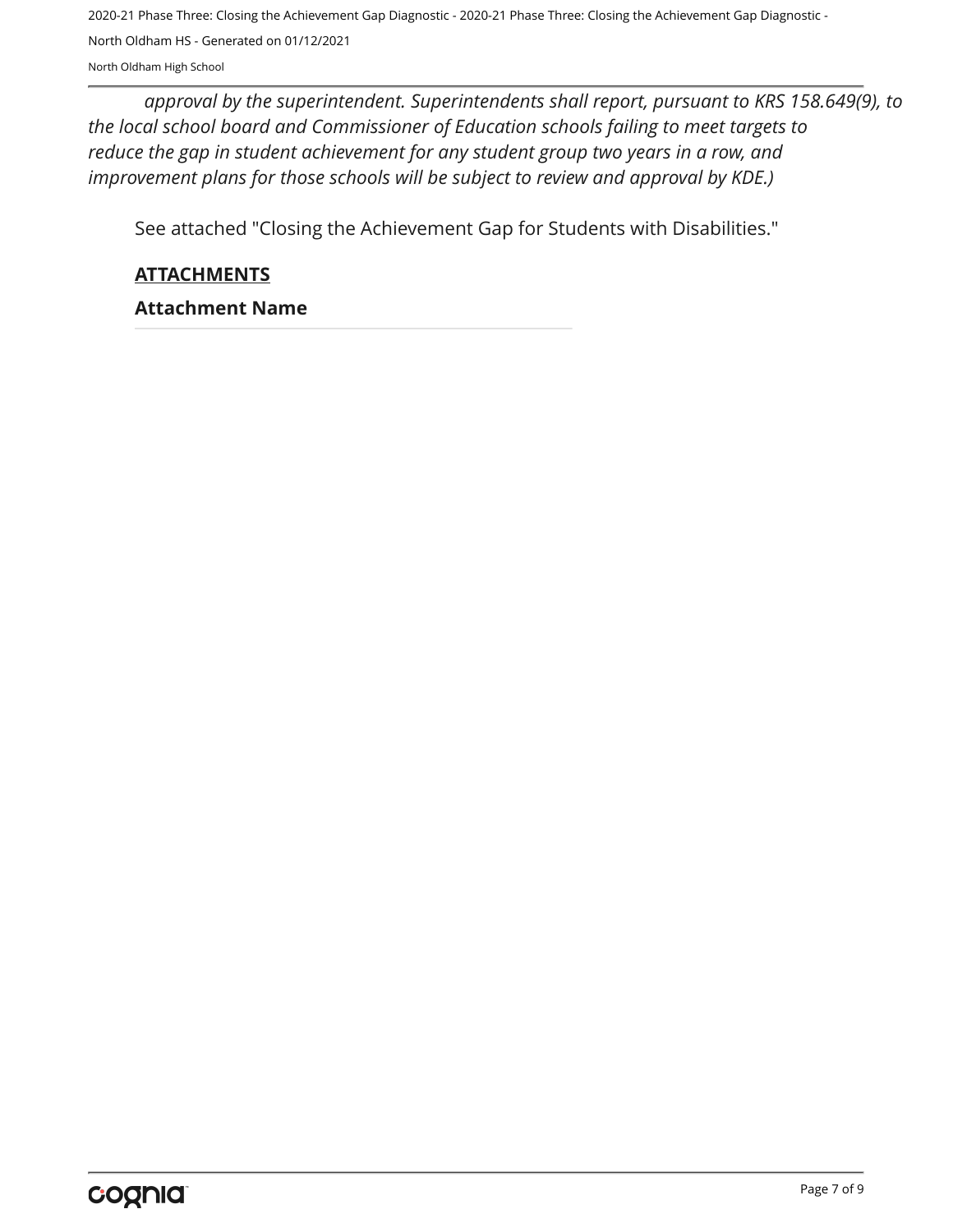*approval by the superintendent. Superintendents shall report, pursuant to KRS 158.649(9), to the local school board and Commissioner of Education schools failing to meet targets to reduce the gap in student achievement for any student group two years in a row, and improvement plans for those schools will be subject to review and approval by KDE.)*

See attached "Closing the Achievement Gap for Students with Disabilities."

**ATTACHMENTS**

**Attachment Name**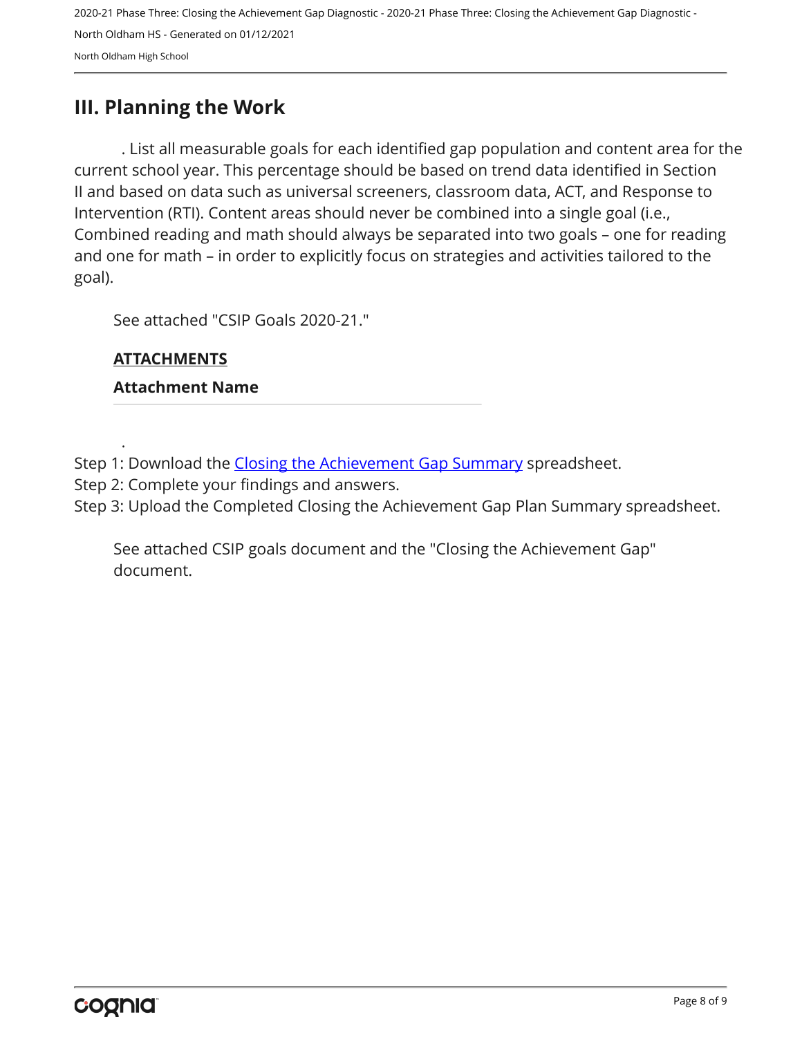## III. Planning the Work

. List all measurable goals for each identified gap population and content area for the current school year. This percentage should be based on trend data identified in Section II and based on data such as universal screeners, classroom data, ACT, and Response to Intervention (RTI). Content areas should never be combined into a single goal (i.e., Combined reading and math should always be separated into two goals – one for reading and one for math – in order to explicitly focus on strategies and activities tailored to the goal).

See attached "CSIP Goals 2020-21."

**ATTACHMENTS**

**Attachment Name**

.

Step 1: Download the Closing the Achievement Gap Summary spreadsheet.
Step 2: Complete your findings and answers.
Step 3: Upload the Completed Closing the Achievement Gap Plan Summary spreadsheet.

See attached CSIP goals document and the "Closing the Achievement Gap" document.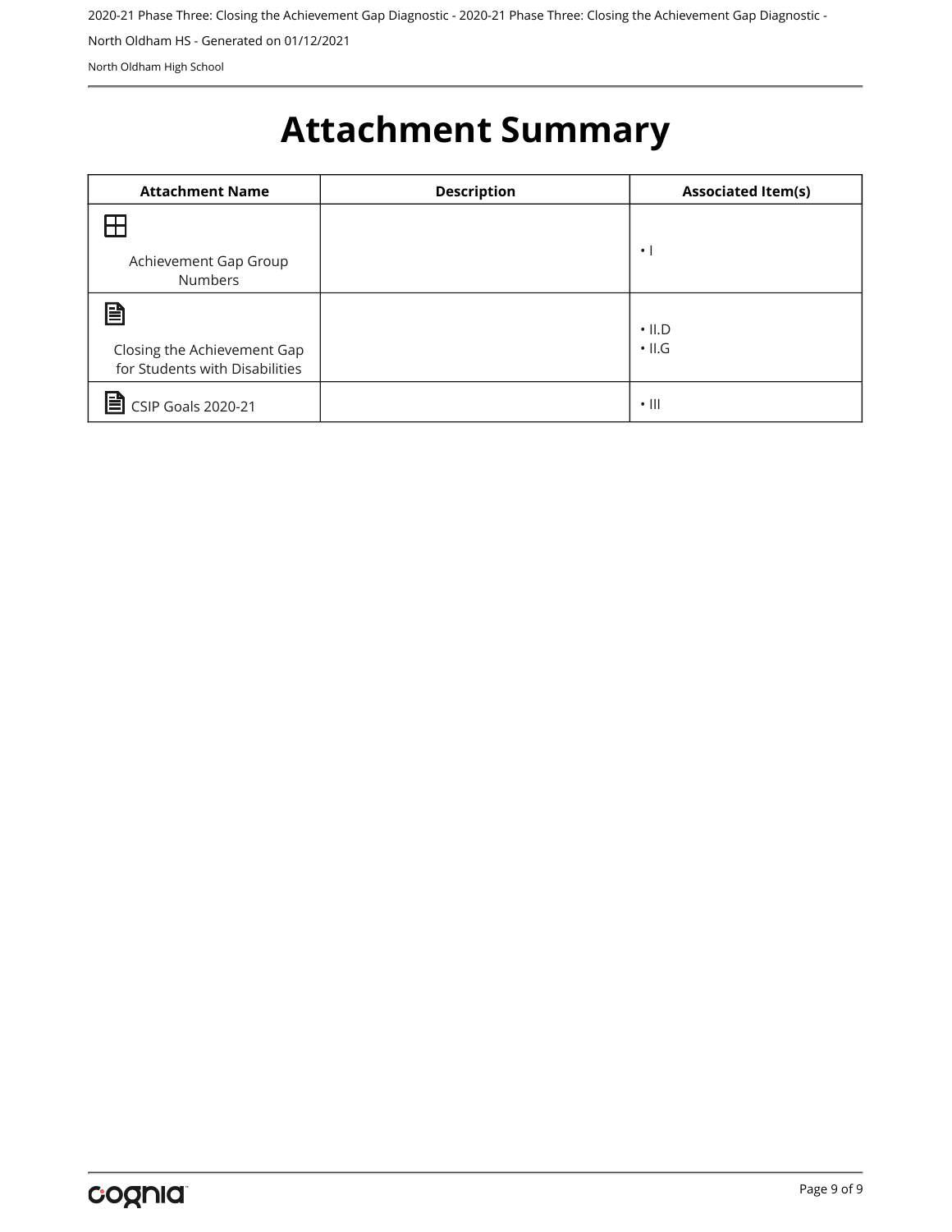# Attachment Summary

| Attachment Name | Description | Associated Item(s) |
| --- | --- | --- |
| Achievement Gap Group Numbers | | • I |
| Closing the Achievement Gap for Students with Disabilities | | • II.D<br>• II.G |
| CSIP Goals 2020-21 | | • III |